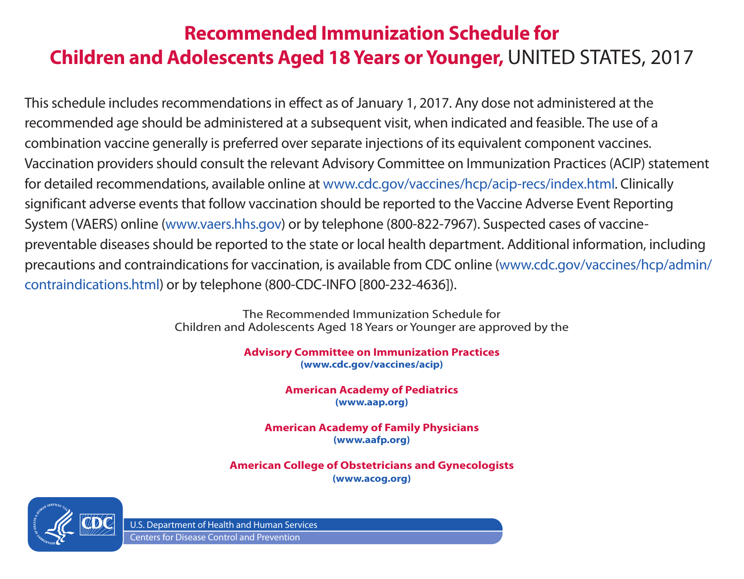# Recommended Immunization Schedule for Children and Adolescents Aged 18 Years or Younger, UNITED STATES, 2017

This schedule includes recommendations in effect as of January 1, 2017. Any dose not administered at the recommended age should be administered at a subsequent visit, when indicated and feasible. The use of a combination vaccine generally is preferred over separate injections of its equivalent component vaccines. Vaccination providers should consult the relevant Advisory Committee on Immunization Practices (ACIP) statement for detailed recommendations, available online at www.cdc.gov/vaccines/hcp/acip-recs/index.html. Clinically significant adverse events that follow vaccination should be reported to the Vaccine Adverse Event Reporting System (VAERS) online (www.vaers.hhs.gov) or by telephone (800-822-7967). Suspected cases of vaccine-preventable diseases should be reported to the state or local health department. Additional information, including precautions and contraindications for vaccination, is available from CDC online (www.cdc.gov/vaccines/hcp/admin/contraindications.html) or by telephone (800-CDC-INFO [800-232-4636]).

The Recommended Immunization Schedule for Children and Adolescents Aged 18 Years or Younger are approved by the

**Advisory Committee on Immunization Practices**
**(www.cdc.gov/vaccines/acip)**

**American Academy of Pediatrics**
**(www.aap.org)**

**American Academy of Family Physicians**
**(www.aafp.org)**

**American College of Obstetricians and Gynecologists**
**(www.acog.org)**

U.S. Department of Health and Human Services
Centers for Disease Control and Prevention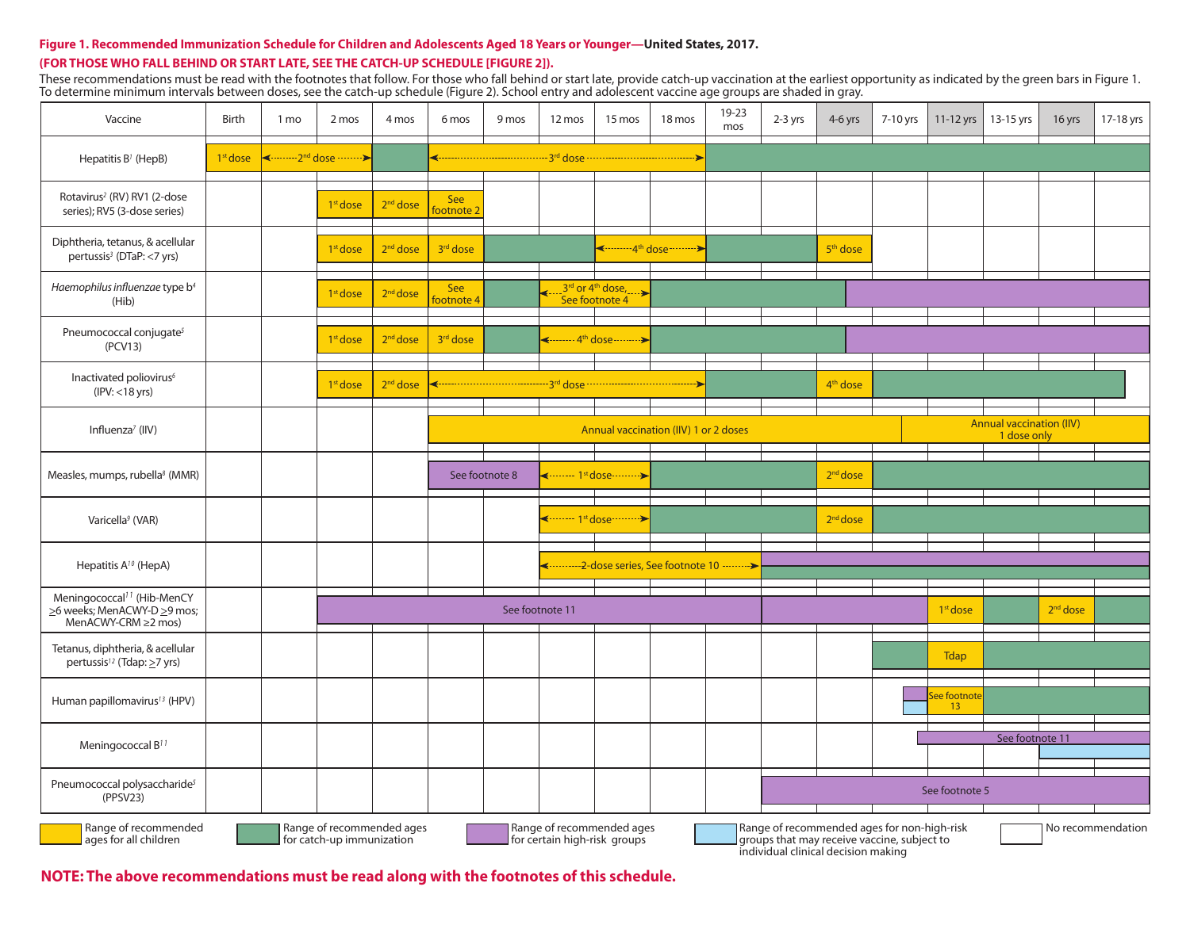**Figure 1. Recommended Immunization Schedule for Children and Adolescents Aged 18 Years or Younger—United States, 2017.**

**(FOR THOSE WHO FALL BEHIND OR START LATE, SEE THE CATCH-UP SCHEDULE [FIGURE 2]).**

These recommendations must be read with the footnotes that follow. For those who fall behind or start late, provide catch-up vaccination at the earliest opportunity as indicated by the green bars in Figure 1. To determine minimum intervals between doses, see the catch-up schedule (Figure 2). School entry and adolescent vaccine age groups are shaded in gray.

| Vaccine | Birth | 1 mo | 2 mos | 4 mos | 6 mos | 9 mos | 12 mos | 15 mos | 18 mos | 19-23 mos | 2-3 yrs | 4-6 yrs | 7-10 yrs | 11-12 yrs | 13-15 yrs | 16 yrs | 17-18 yrs |
|---|---|---|---|---|---|---|---|---|---|---|---|---|---|---|---|---|---|
| Hepatitis B[1] (HepB) | 1st dose | ←2nd dose→ | ←2nd dose→ | | ←3rd dose→ | ←3rd dose→ | ←3rd dose→ | ←3rd dose→ | ←3rd dose→ | | | | | | | | |
| Rotavirus[2] (RV) RV1 (2-dose series); RV5 (3-dose series) | | | 1st dose | 2nd dose | See footnote 2 | | | | | | | | | | | | |
| Diphtheria, tetanus, & acellular pertussis[3] (DTaP: <7 yrs) | | | 1st dose | 2nd dose | 3rd dose | | | ←4th dose→ | ←4th dose→ | | | 5th dose | | | | | |
| *Haemophilus influenzae* type b[4] (Hib) | | | 1st dose | 2nd dose | See footnote 4 | | ←3rd or 4th dose, See footnote 4→ | ←3rd or 4th dose, See footnote 4→ | | | | | | | | | |
| Pneumococcal conjugate[5] (PCV13) | | | 1st dose | 2nd dose | 3rd dose | | ←4th dose→ | ←4th dose→ | | | | | | | | | |
| Inactivated poliovirus[6] (IPV: <18 yrs) | | | 1st dose | 2nd dose | ←3rd dose→ | ←3rd dose→ | ←3rd dose→ | ←3rd dose→ | ←3rd dose→ | | | 4th dose | | | | | |
| Influenza[7] (IIV) | | | | | Annual vaccination (IIV) 1 or 2 doses | | | | | | | | | Annual vaccination (IIV) 1 dose only | | | |
| Measles, mumps, rubella[8] (MMR) | | | | | See footnote 8 | See footnote 8 | ←1st dose→ | ←1st dose→ | | | | 2nd dose | | | | | |
| Varicella[9] (VAR) | | | | | | | ←1st dose→ | ←1st dose→ | | | | 2nd dose | | | | | |
| Hepatitis A[10] (HepA) | | | | | | | ←2-dose series, See footnote 10→ | ←2-dose series, See footnote 10→ | ←2-dose series, See footnote 10→ | ←2-dose series, See footnote 10→ | | | | | | | |
| Meningococcal[11] (Hib-MenCY ≥6 weeks; MenACWY-D ≥9 mos; MenACWY-CRM ≥2 mos) | | | See footnote 11 | | | | | | | | | | | 1st dose | | 2nd dose | |
| Tetanus, diphtheria, & acellular pertussis[12] (Tdap: ≥7 yrs) | | | | | | | | | | | | | | Tdap | | | |
| Human papillomavirus[13] (HPV) | | | | | | | | | | | | | | See footnote 13 | | | |
| Meningococcal B[11] | | | | | | | | | | | | | | See footnote 11 | | | |
| Pneumococcal polysaccharide[5] (PPSV23) | | | | | | | | | | | See footnote 5 | | | | | | |

Legend:
- Range of recommended ages for all children (yellow)
- Range of recommended ages for catch-up immunization (green)
- Range of recommended ages for certain high-risk groups (purple)
- Range of recommended ages for non-high-risk groups that may receive vaccine, subject to individual clinical decision making (blue)
- No recommendation (white)

**NOTE: The above recommendations must be read along with the footnotes of this schedule.**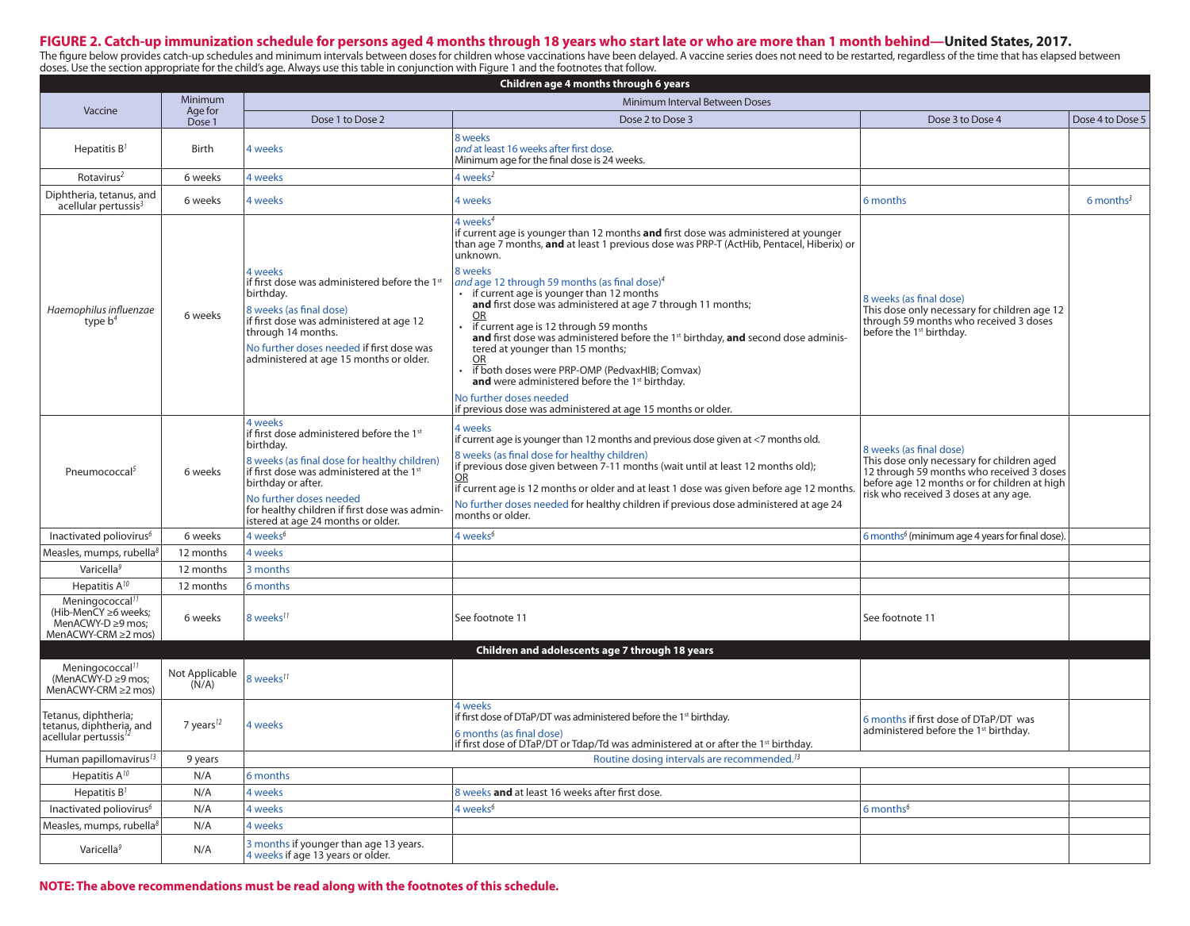**FIGURE 2. Catch-up immunization schedule for persons aged 4 months through 18 years who start late or who are more than 1 month behind—United States, 2017.**

The figure below provides catch-up schedules and minimum intervals between doses for children whose vaccinations have been delayed. A vaccine series does not need to be restarted, regardless of the time that has elapsed between doses. Use the section appropriate for the child's age. Always use this table in conjunction with Figure 1 and the footnotes that follow.

| Vaccine | Minimum Age for Dose 1 | Minimum Interval Between Doses | | | |
|---|---|---|---|---|---|
| | | Dose 1 to Dose 2 | Dose 2 to Dose 3 | Dose 3 to Dose 4 | Dose 4 to Dose 5 |
| **Children age 4 months through 6 years** | | | | | |
| Hepatitis B[1] | Birth | 4 weeks | 8 weeks *and* at least 16 weeks after first dose. Minimum age for the final dose is 24 weeks. | | |
| Rotavirus[2] | 6 weeks | 4 weeks | 4 weeks[2] | | |
| Diphtheria, tetanus, and acellular pertussis[3] | 6 weeks | 4 weeks | 4 weeks | 6 months | 6 months[3] |
| *Haemophilus influenzae* type b[4] | 6 weeks | 4 weeks if first dose was administered before the 1st birthday. 8 weeks (as final dose) if first dose was administered at age 12 through 14 months. No further doses needed if first dose was administered at age 15 months or older. | 4 weeks[4] if current age is younger than 12 months **and** first dose was administered at younger than age 7 months, **and** at least 1 previous dose was PRP-T (ActHib, Pentacel, Hiberix) or unknown. 8 weeks *and* age 12 through 59 months (as final dose)[4] • if current age is younger than 12 months **and** first dose was administered at age 7 through 11 months; OR • if current age is 12 through 59 months **and** first dose was administered before the 1st birthday, **and** second dose administered at younger than 15 months; OR • if both doses were PRP-OMP (PedvaxHIB; Comvax) **and** were administered before the 1st birthday. No further doses needed if previous dose was administered at age 15 months or older. | 8 weeks (as final dose) This dose only necessary for children age 12 through 59 months who received 3 doses before the 1st birthday. | |
| Pneumococcal[5] | 6 weeks | 4 weeks if first dose administered before the 1st birthday. 8 weeks (as final dose for healthy children) if first dose was administered at the 1st birthday or after. No further doses needed for healthy children if first dose was administered at age 24 months or older. | 4 weeks if current age is younger than 12 months and previous dose given at <7 months old. 8 weeks (as final dose for healthy children) if previous dose given between 7-11 months (wait until at least 12 months old); OR if current age is 12 months or older and at least 1 dose was given before age 12 months. No further doses needed for healthy children if previous dose administered at age 24 months or older. | 8 weeks (as final dose) This dose only necessary for children aged 12 through 59 months who received 3 doses before age 12 months or for children at high risk who received 3 doses at any age. | |
| Inactivated poliovirus[6] | 6 weeks | 4 weeks[6] | 4 weeks[6] | 6 months[6] (minimum age 4 years for final dose). | |
| Measles, mumps, rubella[8] | 12 months | 4 weeks | | | |
| Varicella[9] | 12 months | 3 months | | | |
| Hepatitis A[10] | 12 months | 6 months | | | |
| Meningococcal[11] (Hib-MenCY ≥6 weeks; MenACWY-D ≥9 mos; MenACWY-CRM ≥2 mos) | 6 weeks | 8 weeks[11] | See footnote 11 | See footnote 11 | |
| **Children and adolescents age 7 through 18 years** | | | | | |
| Meningococcal[11] (MenACWY-D ≥9 mos; MenACWY-CRM ≥2 mos) | Not Applicable (N/A) | 8 weeks[11] | | | |
| Tetanus, diphtheria; tetanus, diphtheria, and acellular pertussis[12] | 7 years[12] | 4 weeks | 4 weeks if first dose of DTaP/DT was administered before the 1st birthday. 6 months (as final dose) if first dose of DTaP/DT or Tdap/Td was administered at or after the 1st birthday. | 6 months if first dose of DTaP/DT was administered before the 1st birthday. | |
| Human papillomavirus[13] | 9 years | Routine dosing intervals are recommended.[13] | | | |
| Hepatitis A[10] | N/A | 6 months | | | |
| Hepatitis B[1] | N/A | 4 weeks | 8 weeks **and** at least 16 weeks after first dose. | | |
| Inactivated poliovirus[6] | N/A | 4 weeks | 4 weeks[6] | 6 months[6] | |
| Measles, mumps, rubella[8] | N/A | 4 weeks | | | |
| Varicella[9] | N/A | 3 months if younger than age 13 years. 4 weeks if age 13 years or older. | | | |

**NOTE: The above recommendations must be read along with the footnotes of this schedule.**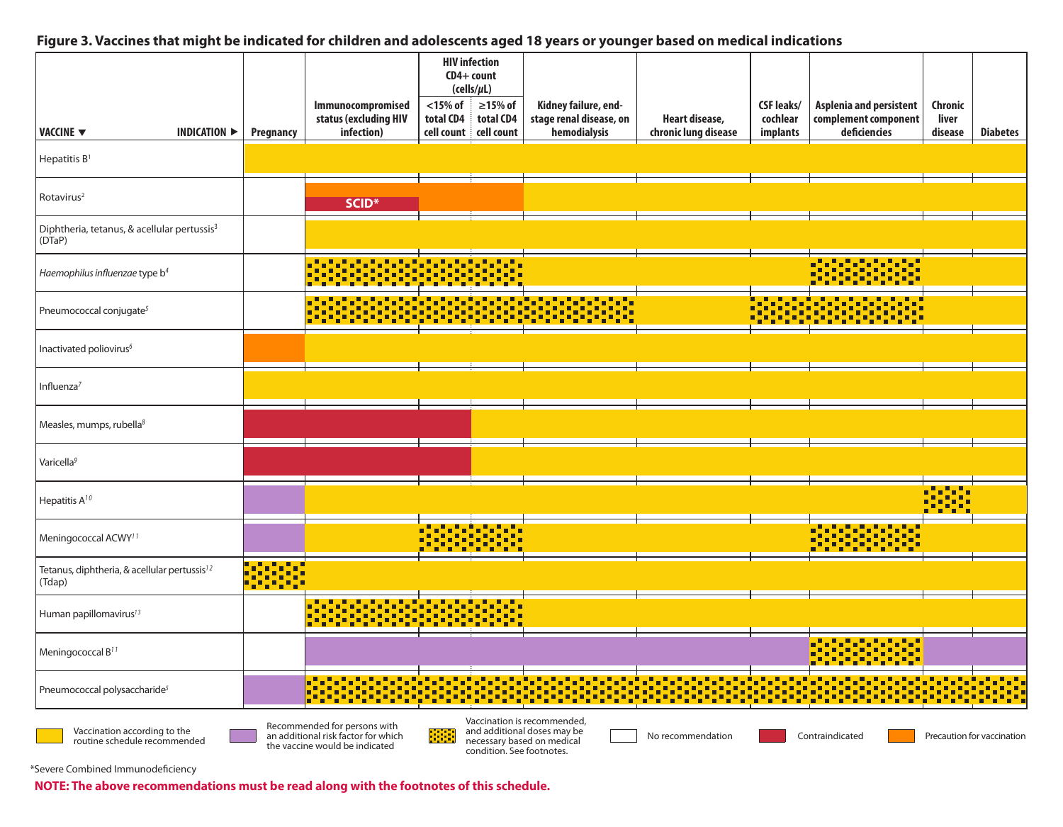**Figure 3. Vaccines that might be indicated for children and adolescents aged 18 years or younger based on medical indications**

| VACCINE ▼ / INDICATION ► | Pregnancy | Immunocompromised status (excluding HIV infection) | HIV infection CD4+ count (cells/μL): <15% of total CD4 cell count | HIV infection CD4+ count (cells/μL): ≥15% of total CD4 cell count | Kidney failure, end-stage renal disease, on hemodialysis | Heart disease, chronic lung disease | CSF leaks/ cochlear implants | Asplenia and persistent complement component deficiencies | Chronic liver disease | Diabetes |
|---|---|---|---|---|---|---|---|---|---|---|
| Hepatitis B[1] | Vaccination according to the routine schedule recommended | Vaccination according to the routine schedule recommended | Vaccination according to the routine schedule recommended | Vaccination according to the routine schedule recommended | Vaccination according to the routine schedule recommended | Vaccination according to the routine schedule recommended | Vaccination according to the routine schedule recommended | Vaccination according to the routine schedule recommended | Vaccination according to the routine schedule recommended | Vaccination according to the routine schedule recommended |
| Rotavirus[2] | No recommendation | Precaution for vaccination; SCID*: Contraindicated | Precaution for vaccination | Precaution for vaccination | Vaccination according to the routine schedule recommended | Vaccination according to the routine schedule recommended | Vaccination according to the routine schedule recommended | Vaccination according to the routine schedule recommended | Vaccination according to the routine schedule recommended | Vaccination according to the routine schedule recommended |
| Diphtheria, tetanus, & acellular pertussis[3] (DTaP) | No recommendation | Vaccination according to the routine schedule recommended | Vaccination according to the routine schedule recommended | Vaccination according to the routine schedule recommended | Vaccination according to the routine schedule recommended | Vaccination according to the routine schedule recommended | Vaccination according to the routine schedule recommended | Vaccination according to the routine schedule recommended | Vaccination according to the routine schedule recommended | Vaccination according to the routine schedule recommended |
| *Haemophilus influenzae* type b[4] | No recommendation | Vaccination is recommended, and additional doses may be necessary | Vaccination is recommended, and additional doses may be necessary | Vaccination is recommended, and additional doses may be necessary | Vaccination according to the routine schedule recommended | Vaccination according to the routine schedule recommended | Vaccination according to the routine schedule recommended | Vaccination is recommended, and additional doses may be necessary | Vaccination according to the routine schedule recommended | Vaccination according to the routine schedule recommended |
| Pneumococcal conjugate[5] | No recommendation | Vaccination is recommended, and additional doses may be necessary | Vaccination is recommended, and additional doses may be necessary | Vaccination is recommended, and additional doses may be necessary | Vaccination is recommended, and additional doses may be necessary | Vaccination according to the routine schedule recommended | Vaccination is recommended, and additional doses may be necessary | Vaccination is recommended, and additional doses may be necessary | Vaccination according to the routine schedule recommended | Vaccination according to the routine schedule recommended |
| Inactivated poliovirus[6] | Precaution for vaccination | Vaccination according to the routine schedule recommended | Vaccination according to the routine schedule recommended | Vaccination according to the routine schedule recommended | Vaccination according to the routine schedule recommended | Vaccination according to the routine schedule recommended | Vaccination according to the routine schedule recommended | Vaccination according to the routine schedule recommended | Vaccination according to the routine schedule recommended | Vaccination according to the routine schedule recommended |
| Influenza[7] | Vaccination according to the routine schedule recommended | Vaccination according to the routine schedule recommended | Vaccination according to the routine schedule recommended | Vaccination according to the routine schedule recommended | Vaccination according to the routine schedule recommended | Vaccination according to the routine schedule recommended | Vaccination according to the routine schedule recommended | Vaccination according to the routine schedule recommended | Vaccination according to the routine schedule recommended | Vaccination according to the routine schedule recommended |
| Measles, mumps, rubella[8] | Contraindicated | Contraindicated | Contraindicated | Vaccination according to the routine schedule recommended | Vaccination according to the routine schedule recommended | Vaccination according to the routine schedule recommended | Vaccination according to the routine schedule recommended | Vaccination according to the routine schedule recommended | Vaccination according to the routine schedule recommended | Vaccination according to the routine schedule recommended |
| Varicella[9] | Contraindicated | Contraindicated | Contraindicated | Vaccination according to the routine schedule recommended | Vaccination according to the routine schedule recommended | Vaccination according to the routine schedule recommended | Vaccination according to the routine schedule recommended | Vaccination according to the routine schedule recommended | Vaccination according to the routine schedule recommended | Vaccination according to the routine schedule recommended |
| Hepatitis A[10] | Recommended for persons with an additional risk factor for which the vaccine would be indicated | Vaccination according to the routine schedule recommended | Vaccination according to the routine schedule recommended | Vaccination according to the routine schedule recommended | Vaccination according to the routine schedule recommended | Vaccination according to the routine schedule recommended | Vaccination according to the routine schedule recommended | Vaccination according to the routine schedule recommended | Vaccination is recommended, and additional doses may be necessary | Vaccination according to the routine schedule recommended |
| Meningococcal ACWY[11] | Recommended for persons with an additional risk factor for which the vaccine would be indicated | Vaccination according to the routine schedule recommended | Vaccination is recommended, and additional doses may be necessary | Vaccination is recommended, and additional doses may be necessary | Vaccination according to the routine schedule recommended | Vaccination according to the routine schedule recommended | Vaccination according to the routine schedule recommended | Vaccination is recommended, and additional doses may be necessary | Vaccination according to the routine schedule recommended | Vaccination according to the routine schedule recommended |
| Tetanus, diphtheria, & acellular pertussis[12] (Tdap) | Vaccination is recommended, and additional doses may be necessary | Vaccination according to the routine schedule recommended | Vaccination according to the routine schedule recommended | Vaccination according to the routine schedule recommended | Vaccination according to the routine schedule recommended | Vaccination according to the routine schedule recommended | Vaccination according to the routine schedule recommended | Vaccination according to the routine schedule recommended | Vaccination according to the routine schedule recommended | Vaccination according to the routine schedule recommended |
| Human papillomavirus[13] | No recommendation | Vaccination is recommended, and additional doses may be necessary | Vaccination is recommended, and additional doses may be necessary | Vaccination is recommended, and additional doses may be necessary | Vaccination according to the routine schedule recommended | Vaccination according to the routine schedule recommended | Vaccination according to the routine schedule recommended | Vaccination according to the routine schedule recommended | Vaccination according to the routine schedule recommended | Vaccination according to the routine schedule recommended |
| Meningococcal B[11] | No recommendation | Recommended for persons with an additional risk factor for which the vaccine would be indicated | Recommended for persons with an additional risk factor for which the vaccine would be indicated | Recommended for persons with an additional risk factor for which the vaccine would be indicated | Recommended for persons with an additional risk factor for which the vaccine would be indicated | Recommended for persons with an additional risk factor for which the vaccine would be indicated | Recommended for persons with an additional risk factor for which the vaccine would be indicated | Vaccination is recommended, and additional doses may be necessary | Recommended for persons with an additional risk factor for which the vaccine would be indicated | Recommended for persons with an additional risk factor for which the vaccine would be indicated |
| Pneumococcal polysaccharide[5] | Recommended for persons with an additional risk factor for which the vaccine would be indicated | Vaccination is recommended, and additional doses may be necessary | Vaccination is recommended, and additional doses may be necessary | Vaccination is recommended, and additional doses may be necessary | Vaccination is recommended, and additional doses may be necessary | Vaccination is recommended, and additional doses may be necessary | Vaccination is recommended, and additional doses may be necessary | Vaccination is recommended, and additional doses may be necessary | Vaccination is recommended, and additional doses may be necessary | Vaccination is recommended, and additional doses may be necessary |

**Legend:**

- Vaccination according to the routine schedule recommended
- Recommended for persons with an additional risk factor for which the vaccine would be indicated
- Vaccination is recommended, and additional doses may be necessary based on medical condition. See footnotes.
- No recommendation
- Contraindicated
- Precaution for vaccination

*Severe Combined Immunodeficiency

**NOTE: The above recommendations must be read along with the footnotes of this schedule.**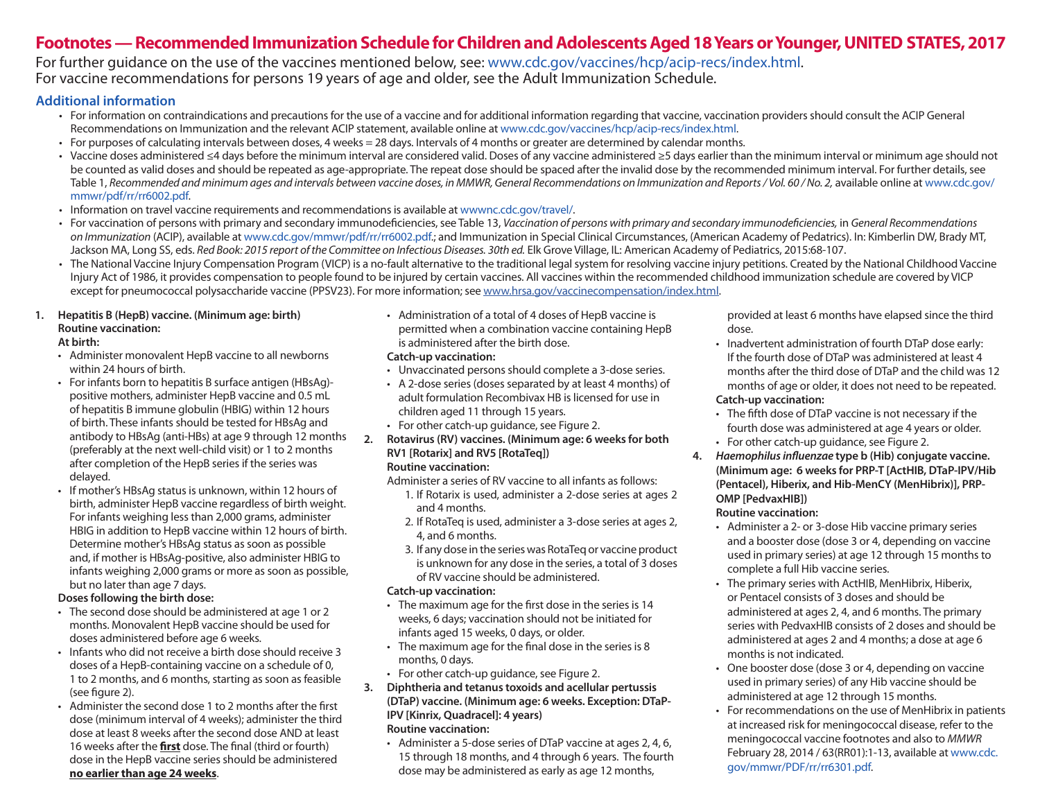# Footnotes — Recommended Immunization Schedule for Children and Adolescents Aged 18 Years or Younger, UNITED STATES, 2017

For further guidance on the use of the vaccines mentioned below, see: www.cdc.gov/vaccines/hcp/acip-recs/index.html.
For vaccine recommendations for persons 19 years of age and older, see the Adult Immunization Schedule.

## Additional information

- For information on contraindications and precautions for the use of a vaccine and for additional information regarding that vaccine, vaccination providers should consult the ACIP General Recommendations on Immunization and the relevant ACIP statement, available online at www.cdc.gov/vaccines/hcp/acip-recs/index.html.
- For purposes of calculating intervals between doses, 4 weeks = 28 days. Intervals of 4 months or greater are determined by calendar months.
- Vaccine doses administered ≤4 days before the minimum interval are considered valid. Doses of any vaccine administered ≥5 days earlier than the minimum interval or minimum age should not be counted as valid doses and should be repeated as age-appropriate. The repeat dose should be spaced after the invalid dose by the recommended minimum interval. For further details, see Table 1, *Recommended and minimum ages and intervals between vaccine doses, in MMWR, General Recommendations on Immunization and Reports / Vol. 60 / No. 2,* available online at www.cdc.gov/mmwr/pdf/rr/rr6002.pdf.
- Information on travel vaccine requirements and recommendations is available at wwwnc.cdc.gov/travel/.
- For vaccination of persons with primary and secondary immunodeficiencies, see Table 13, *Vaccination of persons with primary and secondary immunodeficiencies,* in *General Recommendations on Immunization* (ACIP), available at www.cdc.gov/mmwr/pdf/rr/rr6002.pdf.; and Immunization in Special Clinical Circumstances, (American Academy of Pediatrics). In: Kimberlin DW, Brady MT, Jackson MA, Long SS, eds. *Red Book: 2015 report of the Committee on Infectious Diseases. 30th ed.* Elk Grove Village, IL: American Academy of Pediatrics, 2015:68-107.
- The National Vaccine Injury Compensation Program (VICP) is a no-fault alternative to the traditional legal system for resolving vaccine injury petitions. Created by the National Childhood Vaccine Injury Act of 1986, it provides compensation to people found to be injured by certain vaccines. All vaccines within the recommended childhood immunization schedule are covered by VICP except for pneumococcal polysaccharide vaccine (PPSV23). For more information; see www.hrsa.gov/vaccinecompensation/index.html.

**1. Hepatitis B (HepB) vaccine. (Minimum age: birth)**
**Routine vaccination:**

**At birth:**

- Administer monovalent HepB vaccine to all newborns within 24 hours of birth.
- For infants born to hepatitis B surface antigen (HBsAg)-positive mothers, administer HepB vaccine and 0.5 mL of hepatitis B immune globulin (HBIG) within 12 hours of birth. These infants should be tested for HBsAg and antibody to HBsAg (anti-HBs) at age 9 through 12 months (preferably at the next well-child visit) or 1 to 2 months after completion of the HepB series if the series was delayed.
- If mother's HBsAg status is unknown, within 12 hours of birth, administer HepB vaccine regardless of birth weight. For infants weighing less than 2,000 grams, administer HBIG in addition to HepB vaccine within 12 hours of birth. Determine mother's HBsAg status as soon as possible and, if mother is HBsAg-positive, also administer HBIG to infants weighing 2,000 grams or more as soon as possible, but no later than age 7 days.

**Doses following the birth dose:**

- The second dose should be administered at age 1 or 2 months. Monovalent HepB vaccine should be used for doses administered before age 6 weeks.
- Infants who did not receive a birth dose should receive 3 doses of a HepB-containing vaccine on a schedule of 0, 1 to 2 months, and 6 months, starting as soon as feasible (see figure 2).
- Administer the second dose 1 to 2 months after the first dose (minimum interval of 4 weeks); administer the third dose at least 8 weeks after the second dose AND at least 16 weeks after the **first** dose. The final (third or fourth) dose in the HepB vaccine series should be administered **no earlier than age 24 weeks**.
- Administration of a total of 4 doses of HepB vaccine is permitted when a combination vaccine containing HepB is administered after the birth dose.

**Catch-up vaccination:**

- Unvaccinated persons should complete a 3-dose series.
- A 2-dose series (doses separated by at least 4 months) of adult formulation Recombivax HB is licensed for use in children aged 11 through 15 years.
- For other catch-up guidance, see Figure 2.

**2. Rotavirus (RV) vaccines. (Minimum age: 6 weeks for both RV1 [Rotarix] and RV5 [RotaTeq])**
**Routine vaccination:**

Administer a series of RV vaccine to all infants as follows:

1. If Rotarix is used, administer a 2-dose series at ages 2 and 4 months.
2. If RotaTeq is used, administer a 3-dose series at ages 2, 4, and 6 months.
3. If any dose in the series was RotaTeq or vaccine product is unknown for any dose in the series, a total of 3 doses of RV vaccine should be administered.

**Catch-up vaccination:**

- The maximum age for the first dose in the series is 14 weeks, 6 days; vaccination should not be initiated for infants aged 15 weeks, 0 days, or older.
- The maximum age for the final dose in the series is 8 months, 0 days.
- For other catch-up guidance, see Figure 2.

**3. Diphtheria and tetanus toxoids and acellular pertussis (DTaP) vaccine. (Minimum age: 6 weeks. Exception: DTaP-IPV [Kinrix, Quadracel]: 4 years)**
**Routine vaccination:**

- Administer a 5-dose series of DTaP vaccine at ages 2, 4, 6, 15 through 18 months, and 4 through 6 years. The fourth dose may be administered as early as age 12 months, provided at least 6 months have elapsed since the third dose.
- Inadvertent administration of fourth DTaP dose early: If the fourth dose of DTaP was administered at least 4 months after the third dose of DTaP and the child was 12 months of age or older, it does not need to be repeated.

**Catch-up vaccination:**

- The fifth dose of DTaP vaccine is not necessary if the fourth dose was administered at age 4 years or older.
- For other catch-up guidance, see Figure 2.

**4. *Haemophilus influenzae* type b (Hib) conjugate vaccine. (Minimum age: 6 weeks for PRP-T [ActHIB, DTaP-IPV/Hib (Pentacel), Hiberix, and Hib-MenCY (MenHibrix)], PRP-OMP [PedvaxHIB])**
**Routine vaccination:**

- Administer a 2- or 3-dose Hib vaccine primary series and a booster dose (dose 3 or 4, depending on vaccine used in primary series) at age 12 through 15 months to complete a full Hib vaccine series.
- The primary series with ActHIB, MenHibrix, Hiberix, or Pentacel consists of 3 doses and should be administered at ages 2, 4, and 6 months. The primary series with PedvaxHIB consists of 2 doses and should be administered at ages 2 and 4 months; a dose at age 6 months is not indicated.
- One booster dose (dose 3 or 4, depending on vaccine used in primary series) of any Hib vaccine should be administered at age 12 through 15 months.
- For recommendations on the use of MenHibrix in patients at increased risk for meningococcal disease, refer to the meningococcal vaccine footnotes and also to *MMWR* February 28, 2014 / 63(RR01):1-13, available at www.cdc.gov/mmwr/PDF/rr/rr6301.pdf.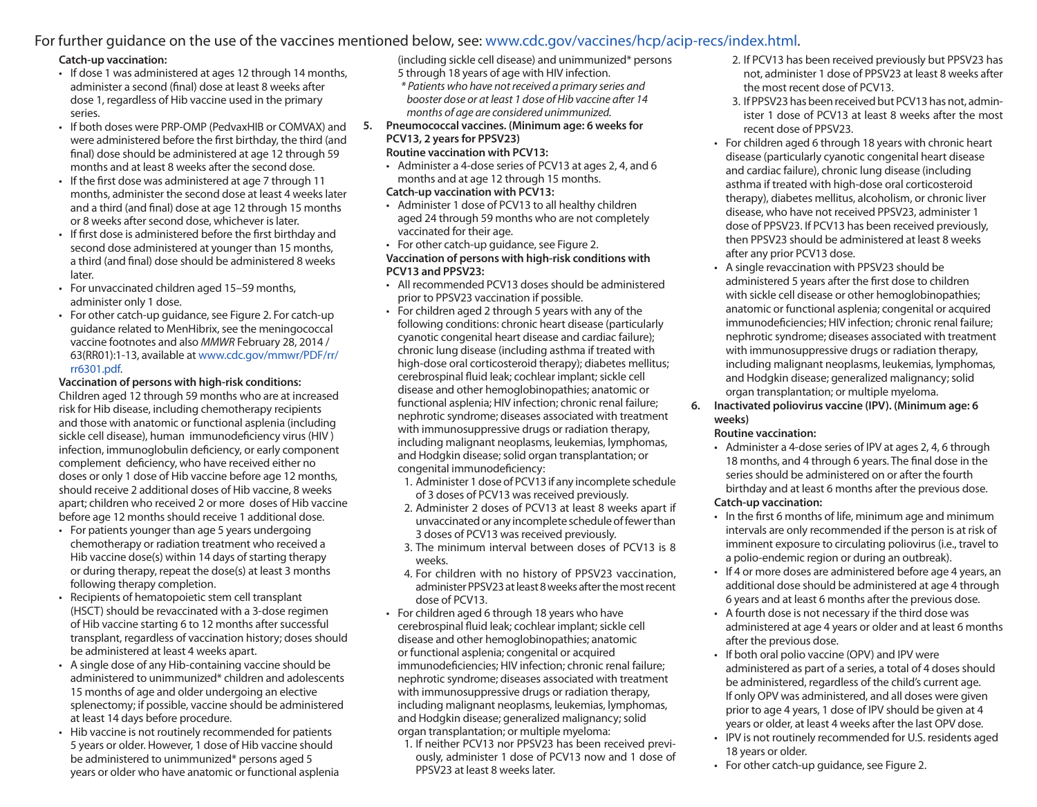For further guidance on the use of the vaccines mentioned below, see: www.cdc.gov/vaccines/hcp/acip-recs/index.html.

**Catch-up vaccination:**

- If dose 1 was administered at ages 12 through 14 months, administer a second (final) dose at least 8 weeks after dose 1, regardless of Hib vaccine used in the primary series.
- If both doses were PRP-OMP (PedvaxHIB or COMVAX) and were administered before the first birthday, the third (and final) dose should be administered at age 12 through 59 months and at least 8 weeks after the second dose.
- If the first dose was administered at age 7 through 11 months, administer the second dose at least 4 weeks later and a third (and final) dose at age 12 through 15 months or 8 weeks after second dose, whichever is later.
- If first dose is administered before the first birthday and second dose administered at younger than 15 months, a third (and final) dose should be administered 8 weeks later.
- For unvaccinated children aged 15–59 months, administer only 1 dose.
- For other catch-up guidance, see Figure 2. For catch-up guidance related to MenHibrix, see the meningococcal vaccine footnotes and also *MMWR* February 28, 2014 / 63(RR01):1-13, available at www.cdc.gov/mmwr/PDF/rr/rr6301.pdf.

**Vaccination of persons with high-risk conditions:**

Children aged 12 through 59 months who are at increased risk for Hib disease, including chemotherapy recipients and those with anatomic or functional asplenia (including sickle cell disease), human immunodeficiency virus (HIV) infection, immunoglobulin deficiency, or early component complement deficiency, who have received either no doses or only 1 dose of Hib vaccine before age 12 months, should receive 2 additional doses of Hib vaccine, 8 weeks apart; children who received 2 or more doses of Hib vaccine before age 12 months should receive 1 additional dose.

- For patients younger than age 5 years undergoing chemotherapy or radiation treatment who received a Hib vaccine dose(s) within 14 days of starting therapy or during therapy, repeat the dose(s) at least 3 months following therapy completion.
- Recipients of hematopoietic stem cell transplant (HSCT) should be revaccinated with a 3-dose regimen of Hib vaccine starting 6 to 12 months after successful transplant, regardless of vaccination history; doses should be administered at least 4 weeks apart.
- A single dose of any Hib-containing vaccine should be administered to unimmunized* children and adolescents 15 months of age and older undergoing an elective splenectomy; if possible, vaccine should be administered at least 14 days before procedure.
- Hib vaccine is not routinely recommended for patients 5 years or older. However, 1 dose of Hib vaccine should be administered to unimmunized* persons aged 5 years or older who have anatomic or functional asplenia (including sickle cell disease) and unimmunized* persons 5 through 18 years of age with HIV infection.

  *\* Patients who have not received a primary series and booster dose or at least 1 dose of Hib vaccine after 14 months of age are considered unimmunized.*

**5. Pneumococcal vaccines. (Minimum age: 6 weeks for PCV13, 2 years for PPSV23)**

**Routine vaccination with PCV13:**

- Administer a 4-dose series of PCV13 at ages 2, 4, and 6 months and at age 12 through 15 months.

**Catch-up vaccination with PCV13:**

- Administer 1 dose of PCV13 to all healthy children aged 24 through 59 months who are not completely vaccinated for their age.
- For other catch-up guidance, see Figure 2.

**Vaccination of persons with high-risk conditions with PCV13 and PPSV23:**

- All recommended PCV13 doses should be administered prior to PPSV23 vaccination if possible.
- For children aged 2 through 5 years with any of the following conditions: chronic heart disease (particularly cyanotic congenital heart disease and cardiac failure); chronic lung disease (including asthma if treated with high-dose oral corticosteroid therapy); diabetes mellitus; cerebrospinal fluid leak; cochlear implant; sickle cell disease and other hemoglobinopathies; anatomic or functional asplenia; HIV infection; chronic renal failure; nephrotic syndrome; diseases associated with treatment with immunosuppressive drugs or radiation therapy, including malignant neoplasms, leukemias, lymphomas, and Hodgkin disease; solid organ transplantation; or congenital immunodeficiency:
  1. Administer 1 dose of PCV13 if any incomplete schedule of 3 doses of PCV13 was received previously.
  2. Administer 2 doses of PCV13 at least 8 weeks apart if unvaccinated or any incomplete schedule of fewer than 3 doses of PCV13 was received previously.
  3. The minimum interval between doses of PCV13 is 8 weeks.
  4. For children with no history of PPSV23 vaccination, administer PPSV23 at least 8 weeks after the most recent dose of PCV13.
- For children aged 6 through 18 years who have cerebrospinal fluid leak; cochlear implant; sickle cell disease and other hemoglobinopathies; anatomic or functional asplenia; congenital or acquired immunodeficiencies; HIV infection; chronic renal failure; nephrotic syndrome; diseases associated with treatment with immunosuppressive drugs or radiation therapy, including malignant neoplasms, leukemias, lymphomas, and Hodgkin disease; generalized malignancy; solid organ transplantation; or multiple myeloma:
  1. If neither PCV13 nor PPSV23 has been received previously, administer 1 dose of PCV13 now and 1 dose of PPSV23 at least 8 weeks later.
  2. If PCV13 has been received previously but PPSV23 has not, administer 1 dose of PPSV23 at least 8 weeks after the most recent dose of PCV13.
  3. If PPSV23 has been received but PCV13 has not, administer 1 dose of PCV13 at least 8 weeks after the most recent dose of PPSV23.
- For children aged 6 through 18 years with chronic heart disease (particularly cyanotic congenital heart disease and cardiac failure), chronic lung disease (including asthma if treated with high-dose oral corticosteroid therapy), diabetes mellitus, alcoholism, or chronic liver disease, who have not received PPSV23, administer 1 dose of PPSV23. If PCV13 has been received previously, then PPSV23 should be administered at least 8 weeks after any prior PCV13 dose.
- A single revaccination with PPSV23 should be administered 5 years after the first dose to children with sickle cell disease or other hemoglobinopathies; anatomic or functional asplenia; congenital or acquired immunodeficiencies; HIV infection; chronic renal failure; nephrotic syndrome; diseases associated with treatment with immunosuppressive drugs or radiation therapy, including malignant neoplasms, leukemias, lymphomas, and Hodgkin disease; generalized malignancy; solid organ transplantation; or multiple myeloma.

**6. Inactivated poliovirus vaccine (IPV). (Minimum age: 6 weeks)**

**Routine vaccination:**

- Administer a 4-dose series of IPV at ages 2, 4, 6 through 18 months, and 4 through 6 years. The final dose in the series should be administered on or after the fourth birthday and at least 6 months after the previous dose.

**Catch-up vaccination:**

- In the first 6 months of life, minimum age and minimum intervals are only recommended if the person is at risk of imminent exposure to circulating poliovirus (i.e., travel to a polio-endemic region or during an outbreak).
- If 4 or more doses are administered before age 4 years, an additional dose should be administered at age 4 through 6 years and at least 6 months after the previous dose.
- A fourth dose is not necessary if the third dose was administered at age 4 years or older and at least 6 months after the previous dose.
- If both oral polio vaccine (OPV) and IPV were administered as part of a series, a total of 4 doses should be administered, regardless of the child's current age. If only OPV was administered, and all doses were given prior to age 4 years, 1 dose of IPV should be given at 4 years or older, at least 4 weeks after the last OPV dose.
- IPV is not routinely recommended for U.S. residents aged 18 years or older.
- For other catch-up guidance, see Figure 2.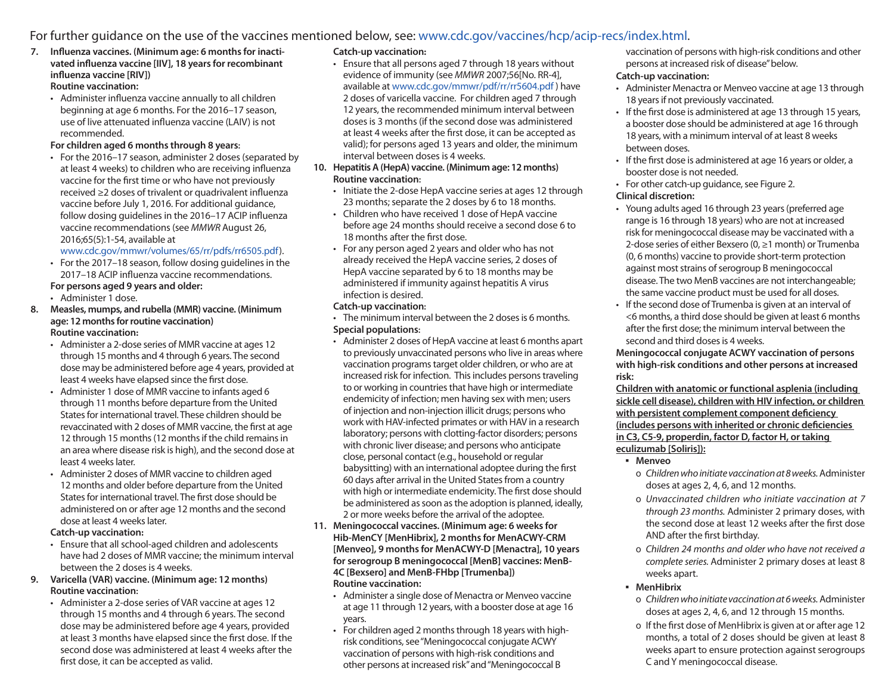For further guidance on the use of the vaccines mentioned below, see: www.cdc.gov/vaccines/hcp/acip-recs/index.html.

7. **Influenza vaccines. (Minimum age: 6 months for inactivated influenza vaccine [IIV], 18 years for recombinant influenza vaccine [RIV])**
   **Routine vaccination:**
   - Administer influenza vaccine annually to all children beginning at age 6 months. For the 2016–17 season, use of live attenuated influenza vaccine (LAIV) is not recommended.

   **For children aged 6 months through 8 years:**
   - For the 2016–17 season, administer 2 doses (separated by at least 4 weeks) to children who are receiving influenza vaccine for the first time or who have not previously received ≥2 doses of trivalent or quadrivalent influenza vaccine before July 1, 2016. For additional guidance, follow dosing guidelines in the 2016–17 ACIP influenza vaccine recommendations (see *MMWR* August 26, 2016;65(5):1-54, available at www.cdc.gov/mmwr/volumes/65/rr/pdfs/rr6505.pdf).
   - For the 2017–18 season, follow dosing guidelines in the 2017–18 ACIP influenza vaccine recommendations.

   **For persons aged 9 years and older:**
   - Administer 1 dose.

8. **Measles, mumps, and rubella (MMR) vaccine. (Minimum age: 12 months for routine vaccination)**
   **Routine vaccination:**
   - Administer a 2-dose series of MMR vaccine at ages 12 through 15 months and 4 through 6 years. The second dose may be administered before age 4 years, provided at least 4 weeks have elapsed since the first dose.
   - Administer 1 dose of MMR vaccine to infants aged 6 through 11 months before departure from the United States for international travel. These children should be revaccinated with 2 doses of MMR vaccine, the first at age 12 through 15 months (12 months if the child remains in an area where disease risk is high), and the second dose at least 4 weeks later.
   - Administer 2 doses of MMR vaccine to children aged 12 months and older before departure from the United States for international travel. The first dose should be administered on or after age 12 months and the second dose at least 4 weeks later.

   **Catch-up vaccination:**
   - Ensure that all school-aged children and adolescents have had 2 doses of MMR vaccine; the minimum interval between the 2 doses is 4 weeks.

9. **Varicella (VAR) vaccine. (Minimum age: 12 months)**
   **Routine vaccination:**
   - Administer a 2-dose series of VAR vaccine at ages 12 through 15 months and 4 through 6 years. The second dose may be administered before age 4 years, provided at least 3 months have elapsed since the first dose. If the second dose was administered at least 4 weeks after the first dose, it can be accepted as valid.

   **Catch-up vaccination:**
   - Ensure that all persons aged 7 through 18 years without evidence of immunity (see *MMWR* 2007;56[No. RR-4], available at www.cdc.gov/mmwr/pdf/rr/rr5604.pdf ) have 2 doses of varicella vaccine. For children aged 7 through 12 years, the recommended minimum interval between doses is 3 months (if the second dose was administered at least 4 weeks after the first dose, it can be accepted as valid); for persons aged 13 years and older, the minimum interval between doses is 4 weeks.

10. **Hepatitis A (HepA) vaccine. (Minimum age: 12 months)**
    **Routine vaccination:**
    - Initiate the 2-dose HepA vaccine series at ages 12 through 23 months; separate the 2 doses by 6 to 18 months.
    - Children who have received 1 dose of HepA vaccine before age 24 months should receive a second dose 6 to 18 months after the first dose.
    - For any person aged 2 years and older who has not already received the HepA vaccine series, 2 doses of HepA vaccine separated by 6 to 18 months may be administered if immunity against hepatitis A virus infection is desired.

    **Catch-up vaccination:**
    - The minimum interval between the 2 doses is 6 months.

    **Special populations:**
    - Administer 2 doses of HepA vaccine at least 6 months apart to previously unvaccinated persons who live in areas where vaccination programs target older children, or who are at increased risk for infection. This includes persons traveling to or working in countries that have high or intermediate endemicity of infection; men having sex with men; users of injection and non-injection illicit drugs; persons who work with HAV-infected primates or with HAV in a research laboratory; persons with clotting-factor disorders; persons with chronic liver disease; and persons who anticipate close, personal contact (e.g., household or regular babysitting) with an international adoptee during the first 60 days after arrival in the United States from a country with high or intermediate endemicity. The first dose should be administered as soon as the adoption is planned, ideally, 2 or more weeks before the arrival of the adoptee.

11. **Meningococcal vaccines. (Minimum age: 6 weeks for Hib-MenCY [MenHibrix], 2 months for MenACWY-CRM [Menveo], 9 months for MenACWY-D [Menactra], 10 years for serogroup B meningococcal [MenB] vaccines: MenB-4C [Bexsero] and MenB-FHbp [Trumenba])**
    **Routine vaccination:**
    - Administer a single dose of Menactra or Menveo vaccine at age 11 through 12 years, with a booster dose at age 16 years.
    - For children aged 2 months through 18 years with high-risk conditions, see "Meningococcal conjugate ACWY vaccination of persons with high-risk conditions and other persons at increased risk" and "Meningococcal B vaccination of persons with high-risk conditions and other persons at increased risk of disease" below.

    **Catch-up vaccination:**
    - Administer Menactra or Menveo vaccine at age 13 through 18 years if not previously vaccinated.
    - If the first dose is administered at age 13 through 15 years, a booster dose should be administered at age 16 through 18 years, with a minimum interval of at least 8 weeks between doses.
    - If the first dose is administered at age 16 years or older, a booster dose is not needed.
    - For other catch-up guidance, see Figure 2.

    **Clinical discretion:**
    - Young adults aged 16 through 23 years (preferred age range is 16 through 18 years) who are not at increased risk for meningococcal disease may be vaccinated with a 2-dose series of either Bexsero (0, ≥1 month) or Trumenba (0, 6 months) vaccine to provide short-term protection against most strains of serogroup B meningococcal disease. The two MenB vaccines are not interchangeable; the same vaccine product must be used for all doses.
    - If the second dose of Trumenba is given at an interval of <6 months, a third dose should be given at least 6 months after the first dose; the minimum interval between the second and third doses is 4 weeks.

    **Meningococcal conjugate ACWY vaccination of persons with high-risk conditions and other persons at increased risk:**

    **Children with anatomic or functional asplenia (including sickle cell disease), children with HIV infection, or children with persistent complement component deficiency (includes persons with inherited or chronic deficiencies in C3, C5-9, properdin, factor D, factor H, or taking eculizumab [Soliris]):**

    - **Menveo**
      - *Children who initiate vaccination at 8 weeks.* Administer doses at ages 2, 4, 6, and 12 months.
      - *Unvaccinated children who initiate vaccination at 7 through 23 months.* Administer 2 primary doses, with the second dose at least 12 weeks after the first dose AND after the first birthday.
      - *Children 24 months and older who have not received a complete series.* Administer 2 primary doses at least 8 weeks apart.
    - **MenHibrix**
      - *Children who initiate vaccination at 6 weeks.* Administer doses at ages 2, 4, 6, and 12 through 15 months.
      - If the first dose of MenHibrix is given at or after age 12 months, a total of 2 doses should be given at least 8 weeks apart to ensure protection against serogroups C and Y meningococcal disease.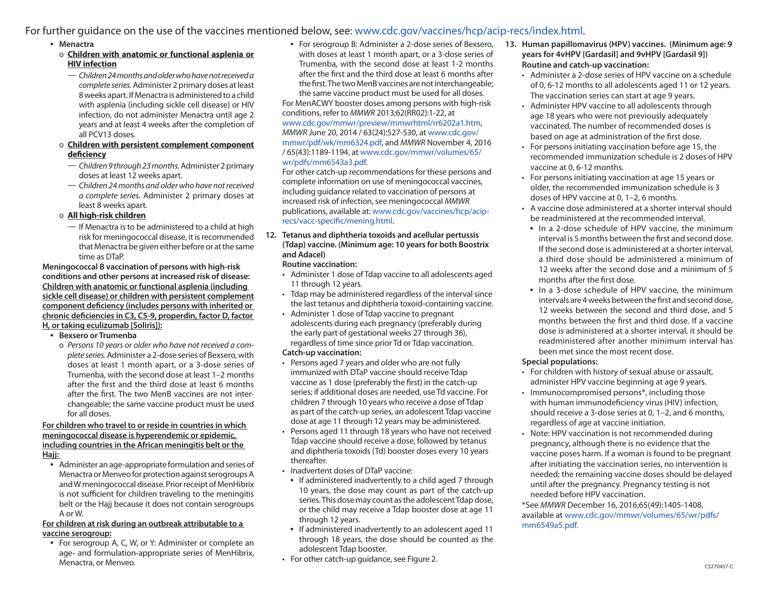For further guidance on the use of the vaccines mentioned below, see: www.cdc.gov/vaccines/hcp/acip-recs/index.html.

- **Menactra**
  - o **Children with anatomic or functional asplenia or HIV infection**
    - — *Children 24 months and older who have not received a complete series.* Administer 2 primary doses at least 8 weeks apart. If Menactra is administered to a child with asplenia (including sickle cell disease) or HIV infection, do not administer Menactra until age 2 years and at least 4 weeks after the completion of all PCV13 doses.
  - o **Children with persistent complement component deficiency**
    - — *Children 9 through 23 months.* Administer 2 primary doses at least 12 weeks apart.
    - — *Children 24 months and older who have not received a complete series.* Administer 2 primary doses at least 8 weeks apart.
  - o **All high-risk children**
    - — If Menactra is to be administered to a child at high risk for meningococcal disease, it is recommended that Menactra be given either before or at the same time as DTaP.

**Meningococcal B vaccination of persons with high-risk conditions and other persons at increased risk of disease:** **Children with anatomic or functional asplenia (including sickle cell disease) or children with persistent complement component deficiency (includes persons with inherited or chronic deficiencies in C3, C5-9, properdin, factor D, factor H, or taking eculizumab [Soliris]):**

- **Bexsero or Trumenba**
  - o *Persons 10 years or older who have not received a complete series.* Administer a 2-dose series of Bexsero, with doses at least 1 month apart, or a 3-dose series of Trumenba, with the second dose at least 1–2 months after the first and the third dose at least 6 months after the first. The two MenB vaccines are not interchangeable; the same vaccine product must be used for all doses.

**For children who travel to or reside in countries in which meningococcal disease is hyperendemic or epidemic, including countries in the African meningitis belt or the Hajj:**

- Administer an age-appropriate formulation and series of Menactra or Menveo for protection against serogroups A and W meningococcal disease. Prior receipt of MenHibrix is not sufficient for children traveling to the meningitis belt or the Hajj because it does not contain serogroups A or W.

**For children at risk during an outbreak attributable to a vaccine serogroup:**

- For serogroup A, C, W, or Y: Administer or complete an age- and formulation-appropriate series of MenHibrix, Menactra, or Menveo.
- For serogroup B: Administer a 2-dose series of Bexsero, with doses at least 1 month apart, or a 3-dose series of Trumenba, with the second dose at least 1-2 months after the first and the third dose at least 6 months after the first. The two MenB vaccines are not interchangeable; the same vaccine product must be used for all doses.

For MenACWY booster doses among persons with high-risk conditions, refer to *MMWR* 2013;62(RR02):1-22, at www.cdc.gov/mmwr/preview/mmwrhtml/rr6202a1.htm, *MMWR* June 20, 2014 / 63(24):527-530, at www.cdc.gov/mmwr/pdf/wk/mm6324.pdf, and *MMWR* November 4, 2016 / 65(43):1189-1194, at www.cdc.gov/mmwr/volumes/65/wr/pdfs/mm6543a3.pdf.

For other catch-up recommendations for these persons and complete information on use of meningococcal vaccines, including guidance related to vaccination of persons at increased risk of infection, see meningococcal *MMWR* publications, available at: www.cdc.gov/vaccines/hcp/acip-recs/vacc-specific/mening.html.

**12. Tetanus and diphtheria toxoids and acellular pertussis (Tdap) vaccine. (Minimum age: 10 years for both Boostrix and Adacel)**

**Routine vaccination:**

- Administer 1 dose of Tdap vaccine to all adolescents aged 11 through 12 years.
- Tdap may be administered regardless of the interval since the last tetanus and diphtheria toxoid-containing vaccine.
- Administer 1 dose of Tdap vaccine to pregnant adolescents during each pregnancy (preferably during the early part of gestational weeks 27 through 36), regardless of time since prior Td or Tdap vaccination.

**Catch-up vaccination:**

- Persons aged 7 years and older who are not fully immunized with DTaP vaccine should receive Tdap vaccine as 1 dose (preferably the first) in the catch-up series; if additional doses are needed, use Td vaccine. For children 7 through 10 years who receive a dose of Tdap as part of the catch-up series, an adolescent Tdap vaccine dose at age 11 through 12 years may be administered.
- Persons aged 11 through 18 years who have not received Tdap vaccine should receive a dose, followed by tetanus and diphtheria toxoids (Td) booster doses every 10 years thereafter.
- Inadvertent doses of DTaP vaccine:
  - If administered inadvertently to a child aged 7 through 10 years, the dose may count as part of the catch-up series. This dose may count as the adolescent Tdap dose, or the child may receive a Tdap booster dose at age 11 through 12 years.
  - If administered inadvertently to an adolescent aged 11 through 18 years, the dose should be counted as the adolescent Tdap booster.
- For other catch-up guidance, see Figure 2.

**13. Human papillomavirus (HPV) vaccines. (Minimum age: 9 years for 4vHPV [Gardasil] and 9vHPV [Gardasil 9])**

**Routine and catch-up vaccination:**

- Administer a 2-dose series of HPV vaccine on a schedule of 0, 6-12 months to all adolescents aged 11 or 12 years. The vaccination series can start at age 9 years.
- Administer HPV vaccine to all adolescents through age 18 years who were not previously adequately vaccinated. The number of recommended doses is based on age at administration of the first dose.
- For persons initiating vaccination before age 15, the recommended immunization schedule is 2 doses of HPV vaccine at 0, 6-12 months.
- For persons initiating vaccination at age 15 years or older, the recommended immunization schedule is 3 doses of HPV vaccine at 0, 1–2, 6 months.
- A vaccine dose administered at a shorter interval should be readministered at the recommended interval.
  - In a 2-dose schedule of HPV vaccine, the minimum interval is 5 months between the first and second dose. If the second dose is administered at a shorter interval, a third dose should be administered a minimum of 12 weeks after the second dose and a minimum of 5 months after the first dose.
  - In a 3-dose schedule of HPV vaccine, the minimum intervals are 4 weeks between the first and second dose, 12 weeks between the second and third dose, and 5 months between the first and third dose. If a vaccine dose is administered at a shorter interval, it should be readministered after another minimum interval has been met since the most recent dose.

**Special populations:**

- For children with history of sexual abuse or assault, administer HPV vaccine beginning at age 9 years.
- Immunocompromised persons*, including those with human immunodeficiency virus (HIV) infection, should receive a 3-dose series at 0, 1–2, and 6 months, regardless of age at vaccine initiation.
- Note: HPV vaccination is not recommended during pregnancy, although there is no evidence that the vaccine poses harm. If a woman is found to be pregnant after initiating the vaccination series, no intervention is needed; the remaining vaccine doses should be delayed until after the pregnancy. Pregnancy testing is not needed before HPV vaccination.

*See *MMWR* December 16, 2016;65(49):1405-1408, available at www.cdc.gov/mmwr/volumes/65/wr/pdfs/mm6549a5.pdf.

CS270457-C